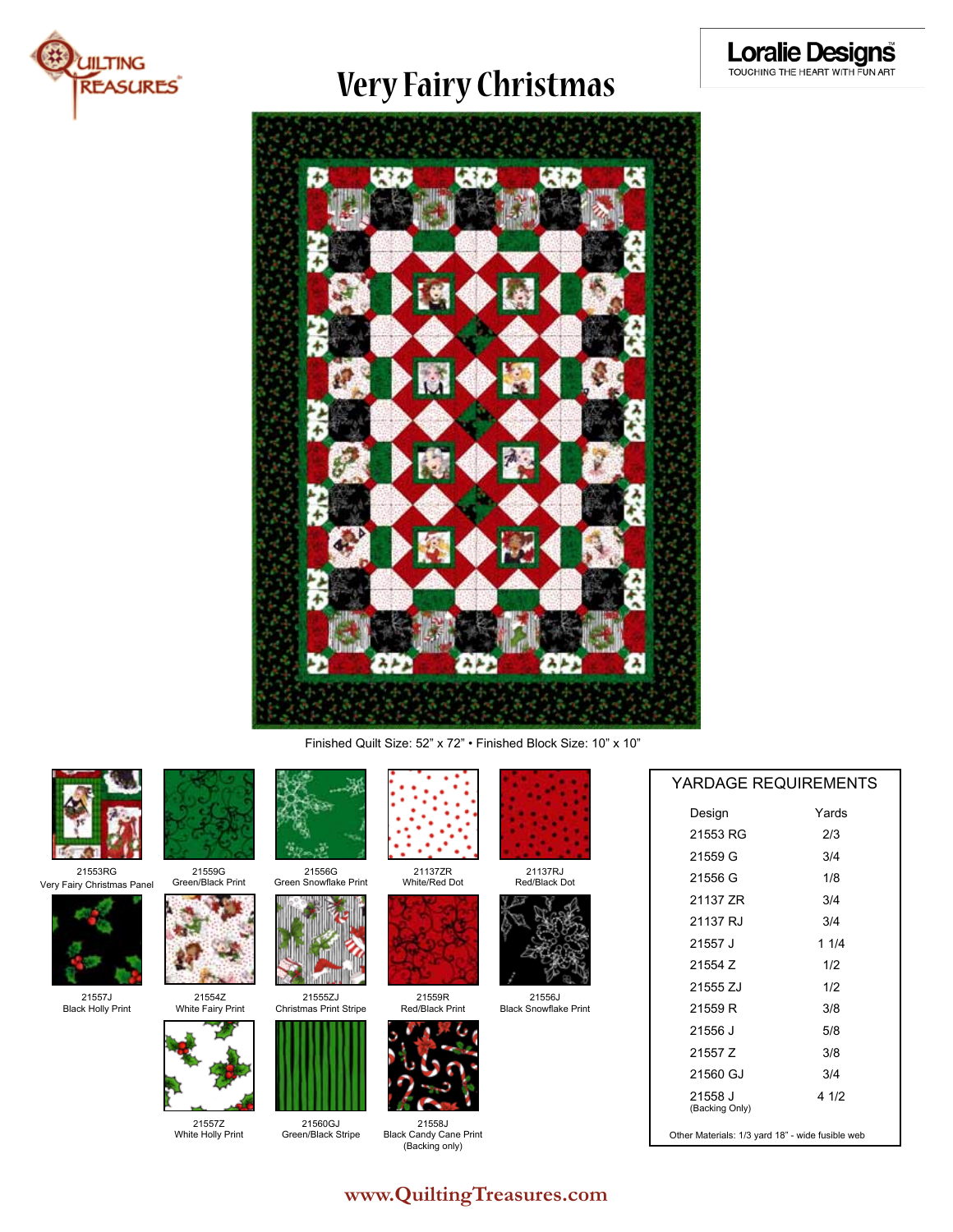Quilting Treasures

# Very Fairy Christmas

Loralie Designs™
TOUCHING THE HEART WITH FUN ART

Finished Quilt Size: 52" x 72" • Finished Block Size: 10" x 10"

21553RG
Very Fairy Christmas Panel

21559G
Green/Black Print

21556G
Green Snowflake Print

21137ZR
White/Red Dot

21137RJ
Red/Black Dot

21557J
Black Holly Print

21554Z
White Fairy Print

21555ZJ
Christmas Print Stripe

21559R
Red/Black Print

21556J
Black Snowflake Print

21557Z
White Holly Print

21560GJ
Green/Black Stripe

21558J
Black Candy Cane Print
(Backing only)

## YARDAGE REQUIREMENTS

| Design | Yards |
|---|---|
| 21553 RG | 2/3 |
| 21559 G | 3/4 |
| 21556 G | 1/8 |
| 21137 ZR | 3/4 |
| 21137 RJ | 3/4 |
| 21557 J | 1 1/4 |
| 21554 Z | 1/2 |
| 21555 ZJ | 1/2 |
| 21559 R | 3/8 |
| 21556 J | 5/8 |
| 21557 Z | 3/8 |
| 21560 GJ | 3/4 |
| 21558 J (Backing Only) | 4 1/2 |

Other Materials: 1/3 yard 18" - wide fusible web

www.QuiltingTreasures.com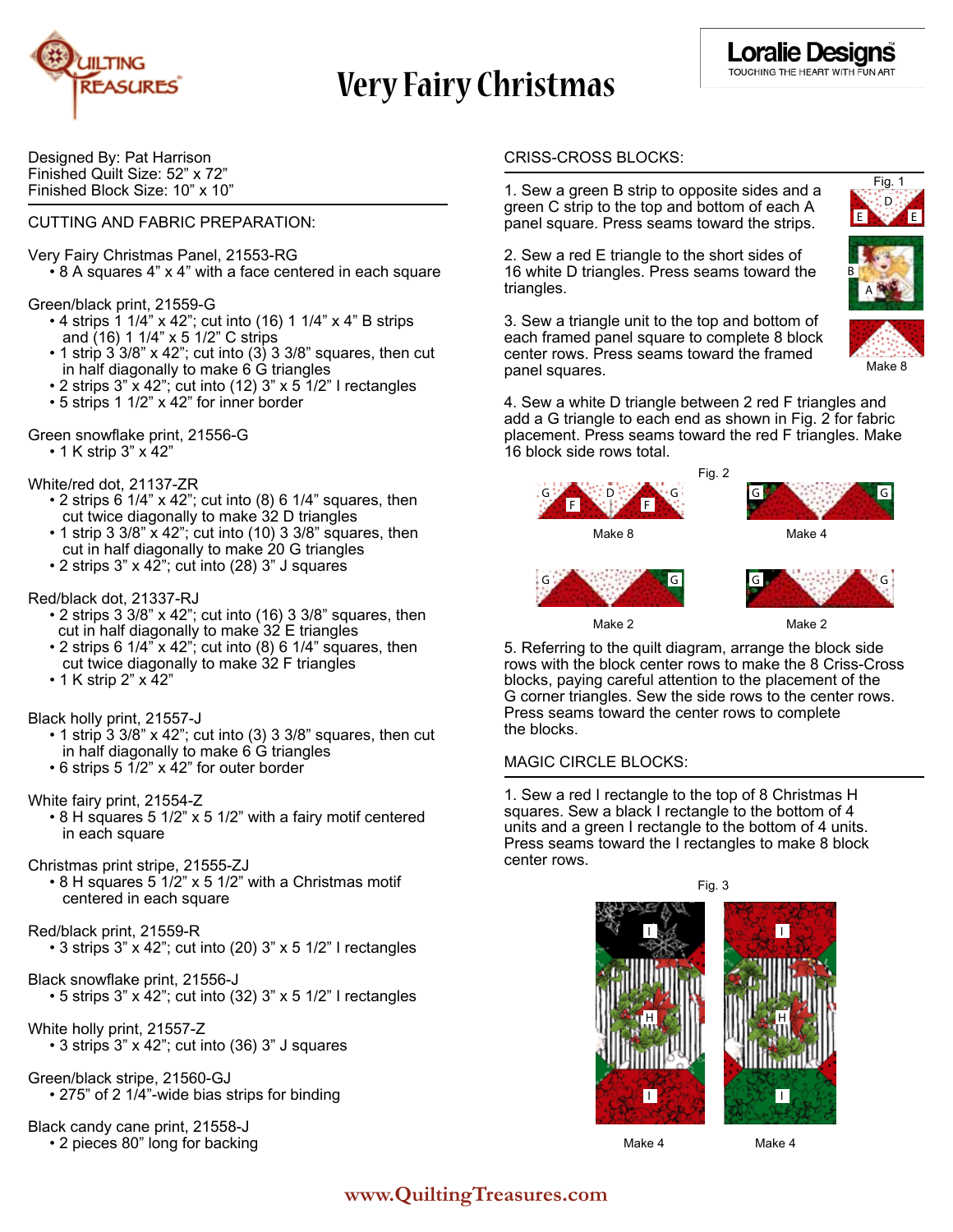# Very Fairy Christmas

Loralie Designs
TOUCHING THE HEART WITH FUN ART

Designed By: Pat Harrison
Finished Quilt Size: 52" x 72"
Finished Block Size: 10" x 10"

## CUTTING AND FABRIC PREPARATION:

Very Fairy Christmas Panel, 21553-RG
- 8 A squares 4" x 4" with a face centered in each square

Green/black print, 21559-G
- 4 strips 1 1/4" x 42"; cut into (16) 1 1/4" x 4" B strips and (16) 1 1/4" x 5 1/2" C strips
- 1 strip 3 3/8" x 42"; cut into (3) 3 3/8" squares, then cut in half diagonally to make 6 G triangles
- 2 strips 3" x 42"; cut into (12) 3" x 5 1/2" I rectangles
- 5 strips 1 1/2" x 42" for inner border

Green snowflake print, 21556-G
- 1 K strip 3" x 42"

White/red dot, 21137-ZR
- 2 strips 6 1/4" x 42"; cut into (8) 6 1/4" squares, then cut twice diagonally to make 32 D triangles
- 1 strip 3 3/8" x 42"; cut into (10) 3 3/8" squares, then cut in half diagonally to make 20 G triangles
- 2 strips 3" x 42"; cut into (28) 3" J squares

Red/black dot, 21337-RJ
- 2 strips 3 3/8" x 42"; cut into (16) 3 3/8" squares, then cut in half diagonally to make 32 E triangles
- 2 strips 6 1/4" x 42"; cut into (8) 6 1/4" squares, then cut twice diagonally to make 32 F triangles
- 1 K strip 2" x 42"

Black holly print, 21557-J
- 1 strip 3 3/8" x 42"; cut into (3) 3 3/8" squares, then cut in half diagonally to make 6 G triangles
- 6 strips 5 1/2" x 42" for outer border

White fairy print, 21554-Z
- 8 H squares 5 1/2" x 5 1/2" with a fairy motif centered in each square

Christmas print stripe, 21555-ZJ
- 8 H squares 5 1/2" x 5 1/2" with a Christmas motif centered in each square

Red/black print, 21559-R
- 3 strips 3" x 42"; cut into (20) 3" x 5 1/2" I rectangles

Black snowflake print, 21556-J
- 5 strips 3" x 42"; cut into (32) 3" x 5 1/2" I rectangles

White holly print, 21557-Z
- 3 strips 3" x 42"; cut into (36) 3" J squares

Green/black stripe, 21560-GJ
- 275" of 2 1/4"-wide bias strips for binding

Black candy cane print, 21558-J
- 2 pieces 80" long for backing

## CRISS-CROSS BLOCKS:

1. Sew a green B strip to opposite sides and a green C strip to the top and bottom of each A panel square. Press seams toward the strips.

2. Sew a red E triangle to the short sides of 16 white D triangles. Press seams toward the triangles.

3. Sew a triangle unit to the top and bottom of each framed panel square to complete 8 block center rows. Press seams toward the framed panel squares.

Fig. 1

Make 8

4. Sew a white D triangle between 2 red F triangles and add a G triangle to each end as shown in Fig. 2 for fabric placement. Press seams toward the red F triangles. Make 16 block side rows total.

Fig. 2

Make 8 — Make 4 — Make 2 — Make 2

5. Referring to the quilt diagram, arrange the block side rows with the block center rows to make the 8 Criss-Cross blocks, paying careful attention to the placement of the G corner triangles. Sew the side rows to the center rows. Press seams toward the center rows to complete the blocks.

## MAGIC CIRCLE BLOCKS:

1. Sew a red I rectangle to the top of 8 Christmas H squares. Sew a black I rectangle to the bottom of 4 units and a green I rectangle to the bottom of 4 units. Press seams toward the I rectangles to make 8 block center rows.

Fig. 3

Make 4 — Make 4

www.QuiltingTreasures.com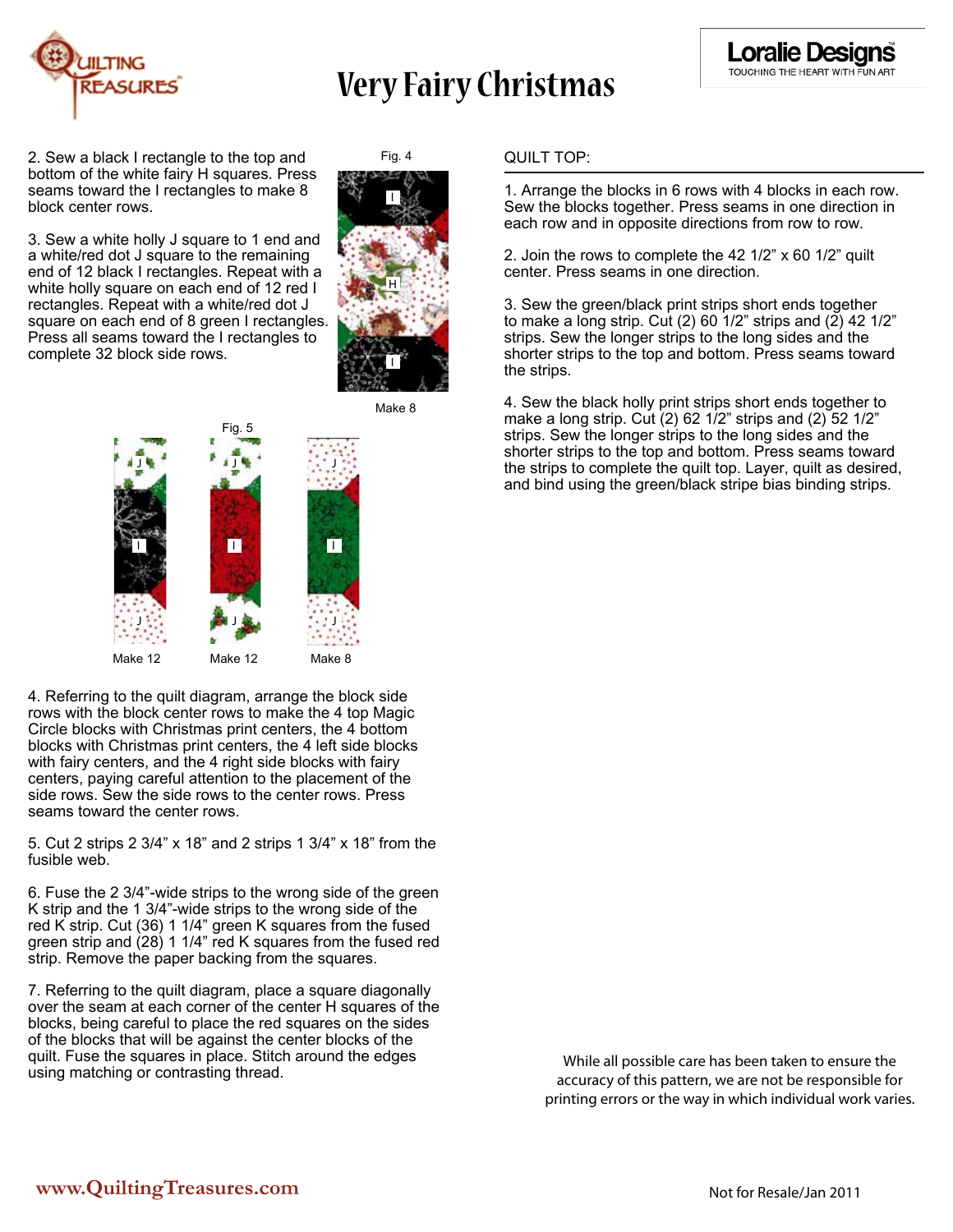# Very Fairy Christmas

2. Sew a black I rectangle to the top and bottom of the white fairy H squares. Press seams toward the I rectangles to make 8 block center rows.

3. Sew a white holly J square to 1 end and a white/red dot J square to the remaining end of 12 black I rectangles. Repeat with a white holly square on each end of 12 red I rectangles. Repeat with a white/red dot J square on each end of 8 green I rectangles. Press all seams toward the I rectangles to complete 32 block side rows.

Fig. 4

I
H
I

Make 8

Fig. 5

J
I
J

Make 12

J
I
J

Make 12

J
I
J

Make 8

4. Referring to the quilt diagram, arrange the block side rows with the block center rows to make the 4 top Magic Circle blocks with Christmas print centers, the 4 bottom blocks with Christmas print centers, the 4 left side blocks with fairy centers, and the 4 right side blocks with fairy centers, paying careful attention to the placement of the side rows. Sew the side rows to the center rows. Press seams toward the center rows.

5. Cut 2 strips 2 3/4" x 18" and 2 strips 1 3/4" x 18" from the fusible web.

6. Fuse the 2 3/4"-wide strips to the wrong side of the green K strip and the 1 3/4"-wide strips to the wrong side of the red K strip. Cut (36) 1 1/4" green K squares from the fused green strip and (28) 1 1/4" red K squares from the fused red strip. Remove the paper backing from the squares.

7. Referring to the quilt diagram, place a square diagonally over the seam at each corner of the center H squares of the blocks, being careful to place the red squares on the sides of the blocks that will be against the center blocks of the quilt. Fuse the squares in place. Stitch around the edges using matching or contrasting thread.

## QUILT TOP:

1. Arrange the blocks in 6 rows with 4 blocks in each row. Sew the blocks together. Press seams in one direction in each row and in opposite directions from row to row.

2. Join the rows to complete the 42 1/2" x 60 1/2" quilt center. Press seams in one direction.

3. Sew the green/black print strips short ends together to make a long strip. Cut (2) 60 1/2" strips and (2) 42 1/2" strips. Sew the longer strips to the long sides and the shorter strips to the top and bottom. Press seams toward the strips.

4. Sew the black holly print strips short ends together to make a long strip. Cut (2) 62 1/2" strips and (2) 52 1/2" strips. Sew the longer strips to the long sides and the shorter strips to the top and bottom. Press seams toward the strips to complete the quilt top. Layer, quilt as desired, and bind using the green/black stripe bias binding strips.

While all possible care has been taken to ensure the accuracy of this pattern, we are not be responsible for printing errors or the way in which individual work varies.

www.QuiltingTreasures.com

Not for Resale/Jan 2011